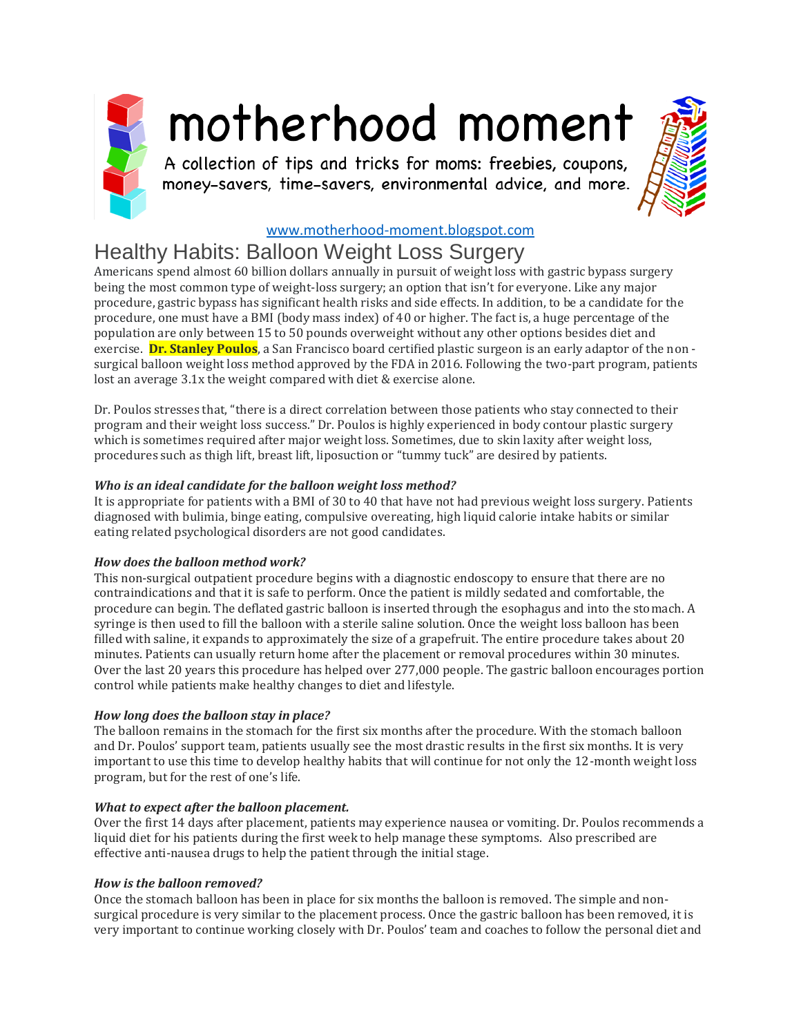# motherhood moment

A collection of tips and tricks for moms: freebies, coupons, money-savers, time-savers, environmental advice, and more.

www.motherhood-moment.blogspot.com

## Healthy Habits: Balloon Weight Loss Surgery

Americans spend almost 60 billion dollars annually in pursuit of weight loss with gastric bypass surgery being the most common type of weight-loss surgery; an option that isn't for everyone. Like any major procedure, gastric bypass has significant health risks and side effects. In addition, to be a candidate for the procedure, one must have a BMI (body mass index) of 40 or higher. The fact is, a huge percentage of the population are only between 15 to 50 pounds overweight without any other options besides diet and exercise. **Dr. Stanley Poulos**, a San Francisco board certified plastic surgeon is an early adaptor of the non-surgical balloon weight loss method approved by the FDA in 2016. Following the two-part program, patients lost an average 3.1x the weight compared with diet & exercise alone.

Dr. Poulos stresses that, "there is a direct correlation between those patients who stay connected to their program and their weight loss success." Dr. Poulos is highly experienced in body contour plastic surgery which is sometimes required after major weight loss. Sometimes, due to skin laxity after weight loss, procedures such as thigh lift, breast lift, liposuction or "tummy tuck" are desired by patients.

***Who is an ideal candidate for the balloon weight loss method?***

It is appropriate for patients with a BMI of 30 to 40 that have not had previous weight loss surgery. Patients diagnosed with bulimia, binge eating, compulsive overeating, high liquid calorie intake habits or similar eating related psychological disorders are not good candidates.

***How does the balloon method work?***

This non-surgical outpatient procedure begins with a diagnostic endoscopy to ensure that there are no contraindications and that it is safe to perform. Once the patient is mildly sedated and comfortable, the procedure can begin. The deflated gastric balloon is inserted through the esophagus and into the stomach. A syringe is then used to fill the balloon with a sterile saline solution. Once the weight loss balloon has been filled with saline, it expands to approximately the size of a grapefruit. The entire procedure takes about 20 minutes. Patients can usually return home after the placement or removal procedures within 30 minutes. Over the last 20 years this procedure has helped over 277,000 people. The gastric balloon encourages portion control while patients make healthy changes to diet and lifestyle.

***How long does the balloon stay in place?***

The balloon remains in the stomach for the first six months after the procedure. With the stomach balloon and Dr. Poulos' support team, patients usually see the most drastic results in the first six months. It is very important to use this time to develop healthy habits that will continue for not only the 12-month weight loss program, but for the rest of one's life.

***What to expect after the balloon placement.***

Over the first 14 days after placement, patients may experience nausea or vomiting. Dr. Poulos recommends a liquid diet for his patients during the first week to help manage these symptoms. Also prescribed are effective anti-nausea drugs to help the patient through the initial stage.

***How is the balloon removed?***

Once the stomach balloon has been in place for six months the balloon is removed. The simple and non-surgical procedure is very similar to the placement process. Once the gastric balloon has been removed, it is very important to continue working closely with Dr. Poulos' team and coaches to follow the personal diet and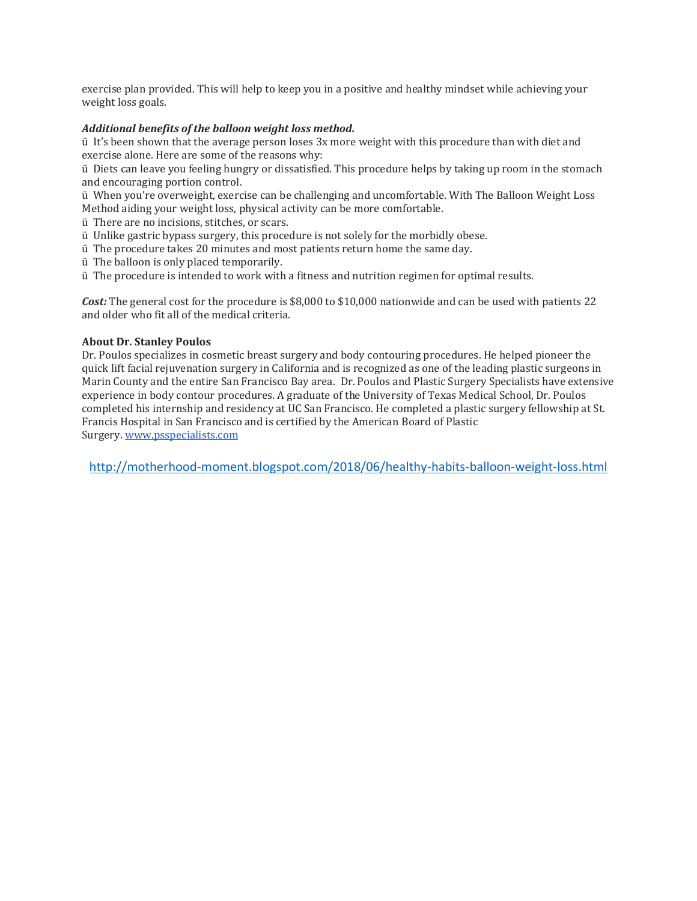exercise plan provided. This will help to keep you in a positive and healthy mindset while achieving your weight loss goals.

***Additional benefits of the balloon weight loss method.***

- It's been shown that the average person loses 3x more weight with this procedure than with diet and exercise alone. Here are some of the reasons why:
- Diets can leave you feeling hungry or dissatisfied. This procedure helps by taking up room in the stomach and encouraging portion control.
- When you're overweight, exercise can be challenging and uncomfortable. With The Balloon Weight Loss Method aiding your weight loss, physical activity can be more comfortable.
- There are no incisions, stitches, or scars.
- Unlike gastric bypass surgery, this procedure is not solely for the morbidly obese.
- The procedure takes 20 minutes and most patients return home the same day.
- The balloon is only placed temporarily.
- The procedure is intended to work with a fitness and nutrition regimen for optimal results.

***Cost:*** The general cost for the procedure is $8,000 to $10,000 nationwide and can be used with patients 22 and older who fit all of the medical criteria.

**About Dr. Stanley Poulos**

Dr. Poulos specializes in cosmetic breast surgery and body contouring procedures. He helped pioneer the quick lift facial rejuvenation surgery in California and is recognized as one of the leading plastic surgeons in Marin County and the entire San Francisco Bay area. Dr. Poulos and Plastic Surgery Specialists have extensive experience in body contour procedures. A graduate of the University of Texas Medical School, Dr. Poulos completed his internship and residency at UC San Francisco. He completed a plastic surgery fellowship at St. Francis Hospital in San Francisco and is certified by the American Board of Plastic Surgery. www.psspecialists.com

http://motherhood-moment.blogspot.com/2018/06/healthy-habits-balloon-weight-loss.html